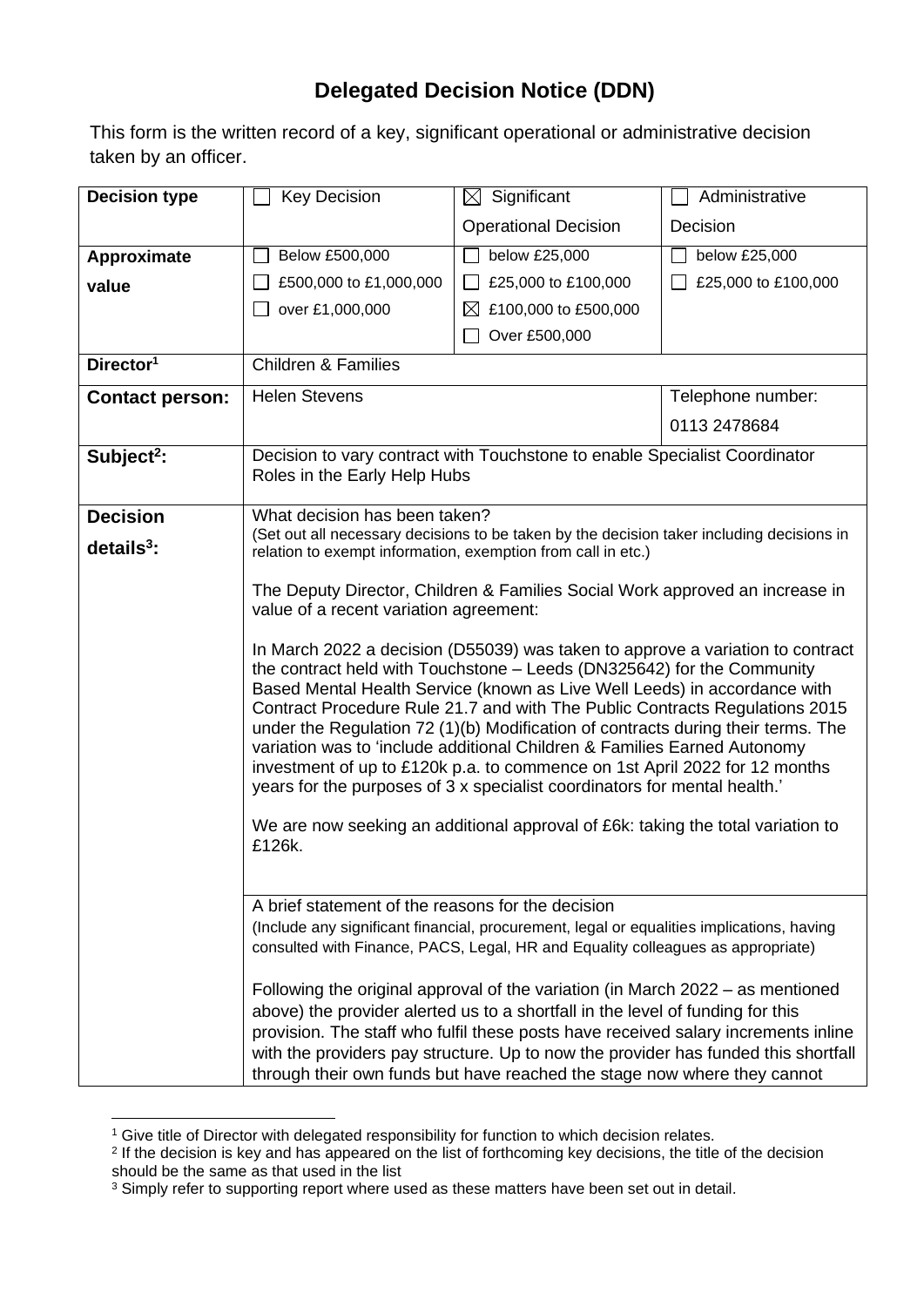# Delegated Decision Notice (DDN)

This form is the written record of a key, significant operational or administrative decision taken by an officer.

| **Decision type** | ☐ Key Decision | ☒ Significant Operational Decision | ☐ Administrative Decision |
|---|---|---|---|
| **Approximate value** | ☐ Below £500,000<br>☐ £500,000 to £1,000,000<br>☐ over £1,000,000 | ☐ below £25,000<br>☐ £25,000 to £100,000<br>☒ £100,000 to £500,000<br>☐ Over £500,000 | ☐ below £25,000<br>☐ £25,000 to £100,000 |
| **Director**[1] | Children & Families | | |
| **Contact person:** | Helen Stevens | | Telephone number: 0113 2478684 |
| **Subject**[2]**:** | Decision to vary contract with Touchstone to enable Specialist Coordinator Roles in the Early Help Hubs | | |
| **Decision details**[3]**:** | What decision has been taken?<br>(Set out all necessary decisions to be taken by the decision taker including decisions in relation to exempt information, exemption from call in etc.)<br><br>The Deputy Director, Children & Families Social Work approved an increase in value of a recent variation agreement:<br><br>In March 2022 a decision (D55039) was taken to approve a variation to contract the contract held with Touchstone – Leeds (DN325642) for the Community Based Mental Health Service (known as Live Well Leeds) in accordance with Contract Procedure Rule 21.7 and with The Public Contracts Regulations 2015 under the Regulation 72 (1)(b) Modification of contracts during their terms. The variation was to 'include additional Children & Families Earned Autonomy investment of up to £120k p.a. to commence on 1st April 2022 for 12 months years for the purposes of 3 x specialist coordinators for mental health.'<br><br>We are now seeking an additional approval of £6k: taking the total variation to £126k. | | |
| | A brief statement of the reasons for the decision<br>(Include any significant financial, procurement, legal or equalities implications, having consulted with Finance, PACS, Legal, HR and Equality colleagues as appropriate)<br><br>Following the original approval of the variation (in March 2022 – as mentioned above) the provider alerted us to a shortfall in the level of funding for this provision. The staff who fulfil these posts have received salary increments inline with the providers pay structure. Up to now the provider has funded this shortfall through their own funds but have reached the stage now where they cannot | | |

[1] Give title of Director with delegated responsibility for function to which decision relates.
[2] If the decision is key and has appeared on the list of forthcoming key decisions, the title of the decision should be the same as that used in the list
[3] Simply refer to supporting report where used as these matters have been set out in detail.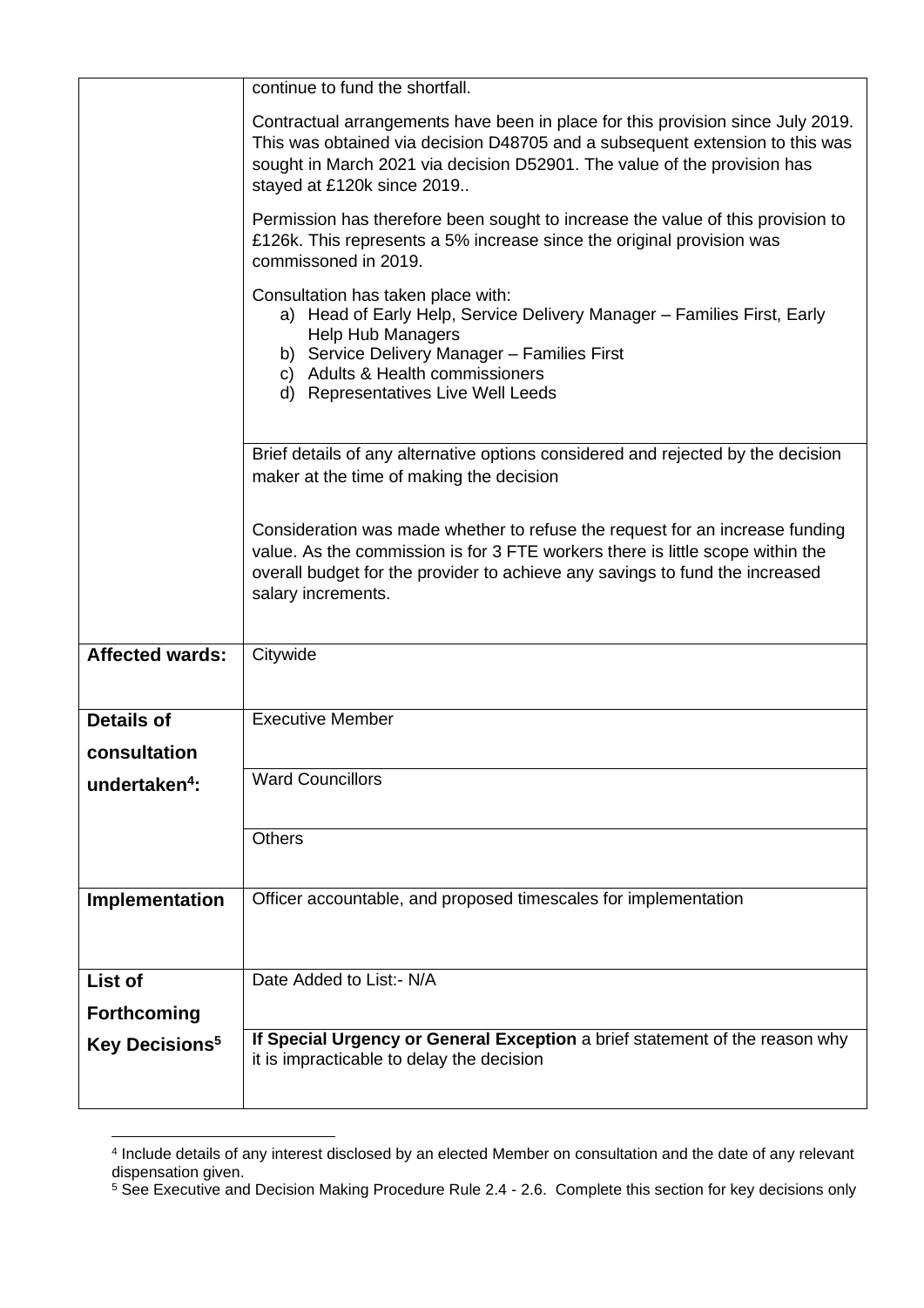| | |
|---|---|
| | continue to fund the shortfall.<br><br>Contractual arrangements have been in place for this provision since July 2019. This was obtained via decision D48705 and a subsequent extension to this was sought in March 2021 via decision D52901. The value of the provision has stayed at £120k since 2019..<br><br>Permission has therefore been sought to increase the value of this provision to £126k. This represents a 5% increase since the original provision was commissoned in 2019.<br><br>Consultation has taken place with:<br>a) Head of Early Help, Service Delivery Manager – Families First, Early Help Hub Managers<br>b) Service Delivery Manager – Families First<br>c) Adults & Health commissioners<br>d) Representatives Live Well Leeds |
| | Brief details of any alternative options considered and rejected by the decision maker at the time of making the decision<br><br>Consideration was made whether to refuse the request for an increase funding value. As the commission is for 3 FTE workers there is little scope within the overall budget for the provider to achieve any savings to fund the increased salary increments. |
| **Affected wards:** | Citywide |
| **Details of consultation undertaken[4]:** | Executive Member |
| | Ward Councillors |
| | Others |
| **Implementation** | Officer accountable, and proposed timescales for implementation |
| **List of Forthcoming Key Decisions[5]** | Date Added to List:- N/A |
| | **If Special Urgency or General Exception** a brief statement of the reason why it is impracticable to delay the decision |

[4] Include details of any interest disclosed by an elected Member on consultation and the date of any relevant dispensation given.

[5] See Executive and Decision Making Procedure Rule 2.4 - 2.6. Complete this section for key decisions only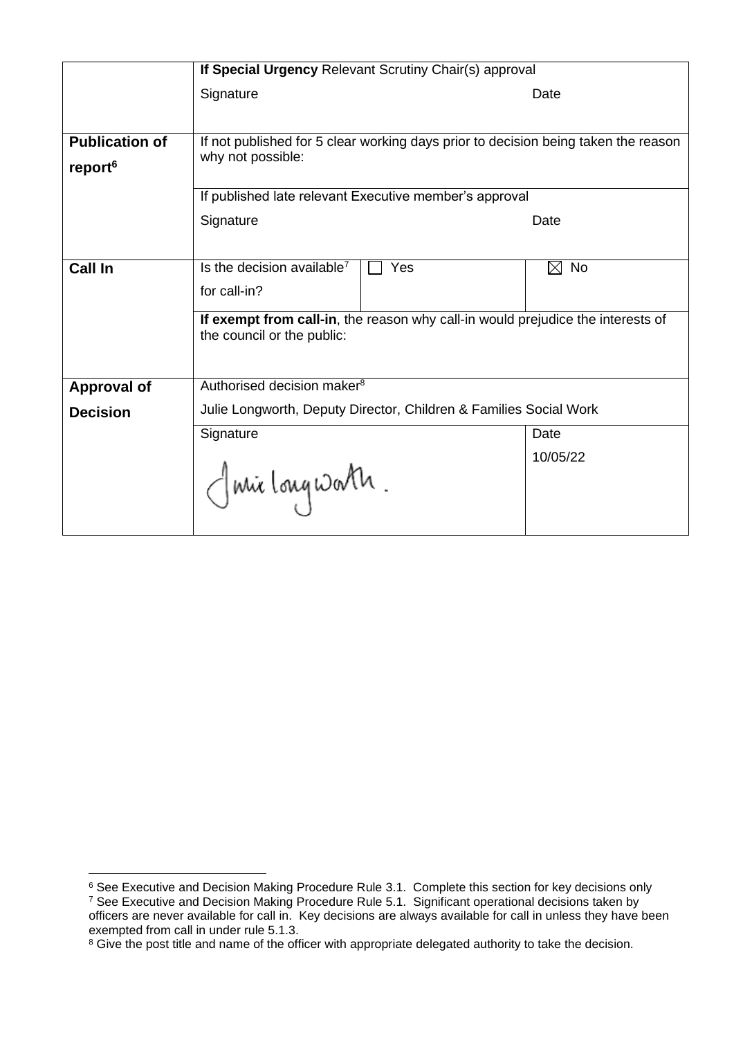| | | | |
|---|---|---|---|
| | **If Special Urgency** Relevant Scrutiny Chair(s) approval<br><br>Signature | | Date |
| **Publication of report**[6] | If not published for 5 clear working days prior to decision being taken the reason why not possible: | | |
| | If published late relevant Executive member's approval<br><br>Signature | | Date |
| **Call In** | Is the decision available[7] for call-in? | ☐ Yes | ☒ No |
| | **If exempt from call-in**, the reason why call-in would prejudice the interests of the council or the public: | | |
| **Approval of Decision** | Authorised decision maker[8]<br><br>Julie Longworth, Deputy Director, Children & Families Social Work | | |
| | Signature<br><br>Julie Longworth. | | Date<br><br>10/05/22 |

[6] See Executive and Decision Making Procedure Rule 3.1. Complete this section for key decisions only

[7] See Executive and Decision Making Procedure Rule 5.1. Significant operational decisions taken by officers are never available for call in. Key decisions are always available for call in unless they have been exempted from call in under rule 5.1.3.

[8] Give the post title and name of the officer with appropriate delegated authority to take the decision.